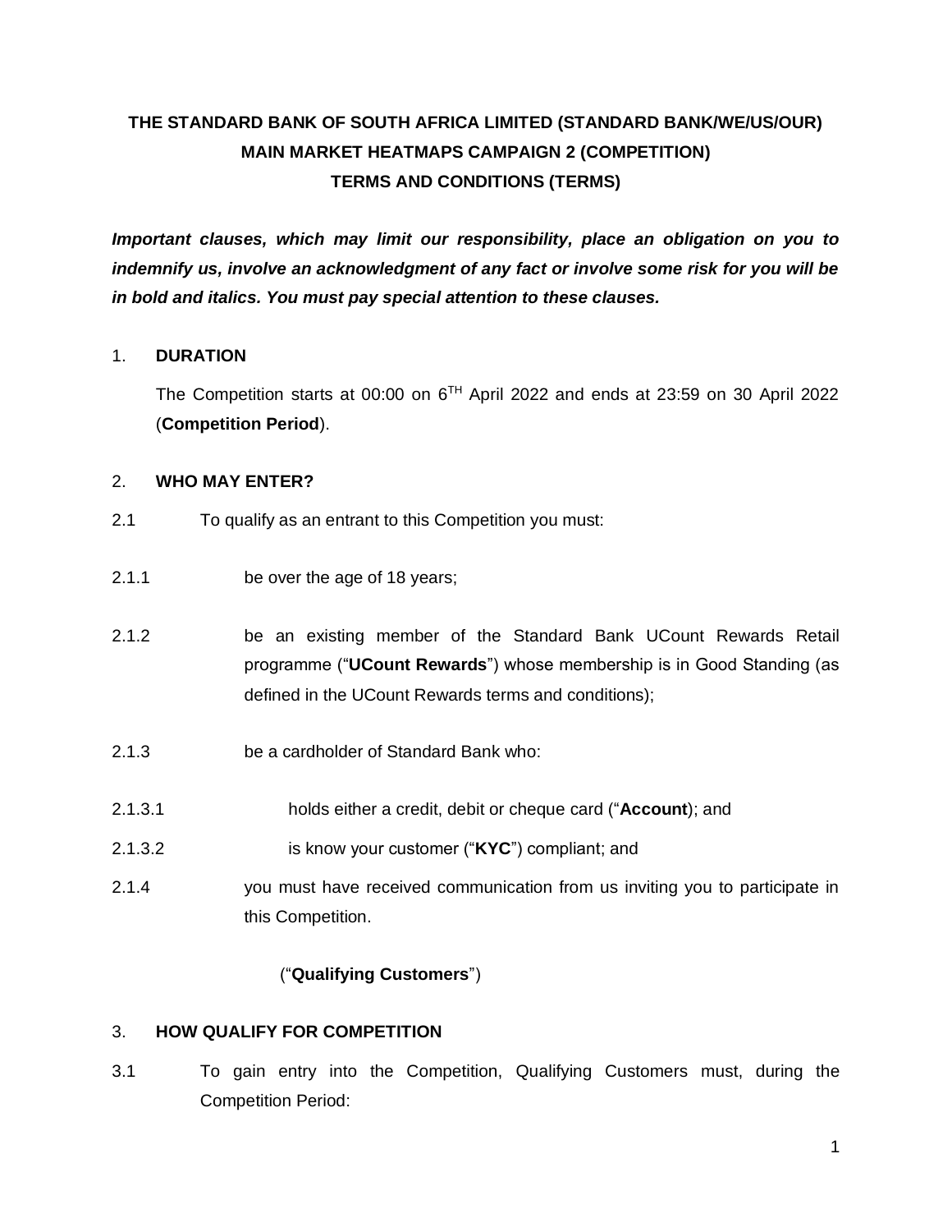# THE STANDARD BANK OF SOUTH AFRICA LIMITED (STANDARD BANK/WE/US/OUR) MAIN MARKET HEATMAPS CAMPAIGN 2 (COMPETITION) TERMS AND CONDITIONS (TERMS)

***Important clauses, which may limit our responsibility, place an obligation on you to indemnify us, involve an acknowledgment of any fact or involve some risk for you will be in bold and italics. You must pay special attention to these clauses.***

## 1. DURATION

The Competition starts at 00:00 on 6$^{TH}$ April 2022 and ends at 23:59 on 30 April 2022 (**Competition Period**).

## 2. WHO MAY ENTER?

2.1 To qualify as an entrant to this Competition you must:

2.1.1 be over the age of 18 years;

2.1.2 be an existing member of the Standard Bank UCount Rewards Retail programme ("**UCount Rewards**") whose membership is in Good Standing (as defined in the UCount Rewards terms and conditions);

2.1.3 be a cardholder of Standard Bank who:

2.1.3.1 holds either a credit, debit or cheque card ("**Account**); and

2.1.3.2 is know your customer ("**KYC**") compliant; and

2.1.4 you must have received communication from us inviting you to participate in this Competition.

("**Qualifying Customers**")

## 3. HOW QUALIFY FOR COMPETITION

3.1 To gain entry into the Competition, Qualifying Customers must, during the Competition Period: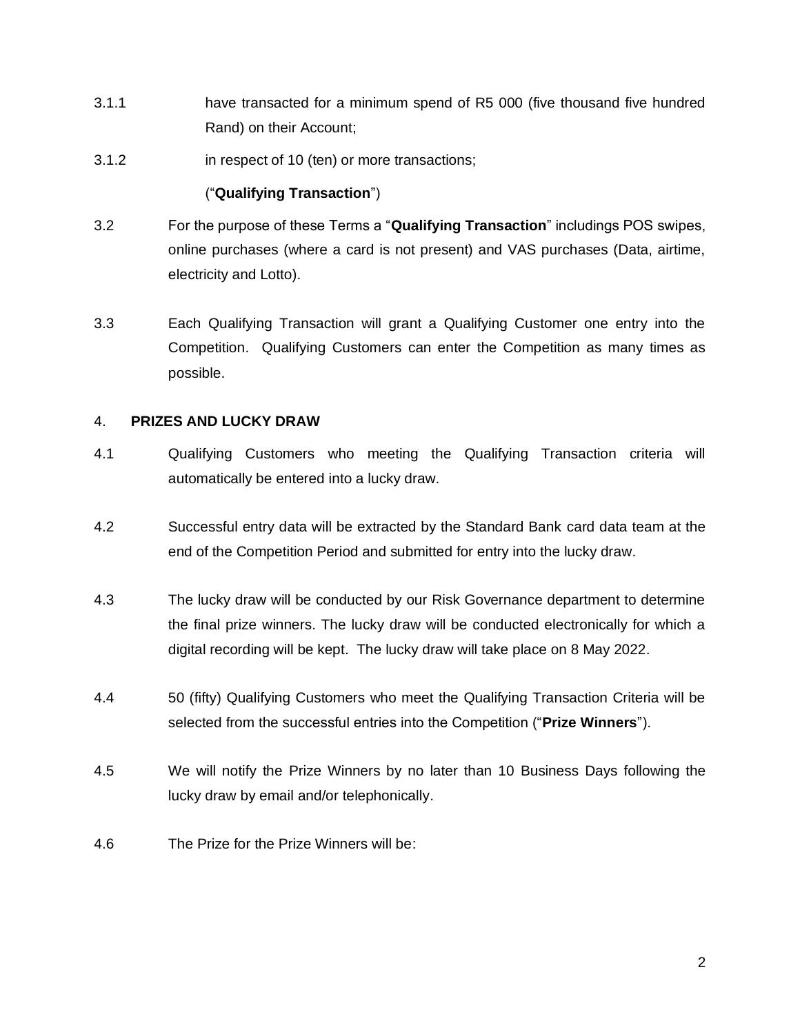3.1.1 have transacted for a minimum spend of R5 000 (five thousand five hundred Rand) on their Account;

3.1.2 in respect of 10 (ten) or more transactions;

("**Qualifying Transaction**")

3.2 For the purpose of these Terms a "**Qualifying Transaction**" includings POS swipes, online purchases (where a card is not present) and VAS purchases (Data, airtime, electricity and Lotto).

3.3 Each Qualifying Transaction will grant a Qualifying Customer one entry into the Competition. Qualifying Customers can enter the Competition as many times as possible.

4. **PRIZES AND LUCKY DRAW**

4.1 Qualifying Customers who meeting the Qualifying Transaction criteria will automatically be entered into a lucky draw.

4.2 Successful entry data will be extracted by the Standard Bank card data team at the end of the Competition Period and submitted for entry into the lucky draw.

4.3 The lucky draw will be conducted by our Risk Governance department to determine the final prize winners. The lucky draw will be conducted electronically for which a digital recording will be kept. The lucky draw will take place on 8 May 2022.

4.4 50 (fifty) Qualifying Customers who meet the Qualifying Transaction Criteria will be selected from the successful entries into the Competition ("**Prize Winners**").

4.5 We will notify the Prize Winners by no later than 10 Business Days following the lucky draw by email and/or telephonically.

4.6 The Prize for the Prize Winners will be: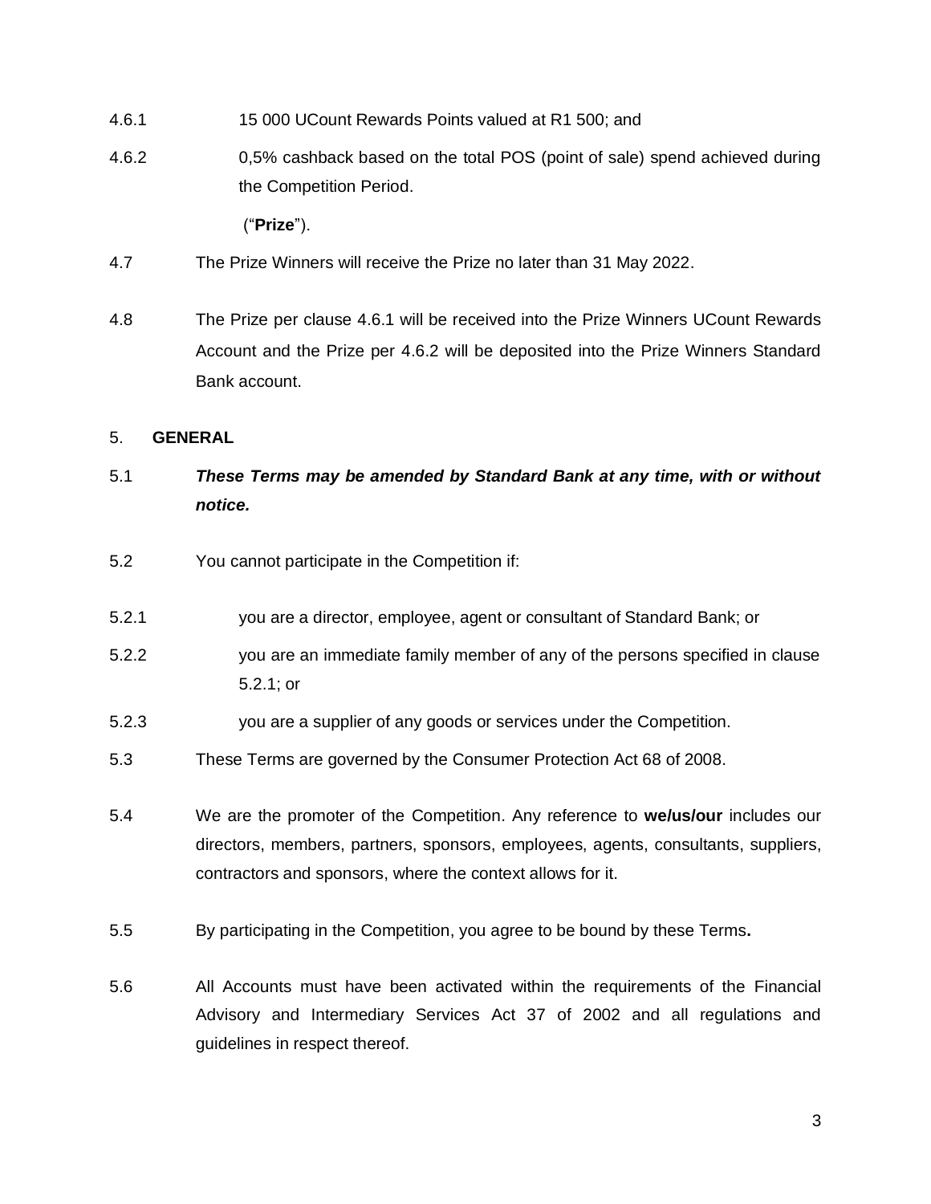4.6.1 15 000 UCount Rewards Points valued at R1 500; and

4.6.2 0,5% cashback based on the total POS (point of sale) spend achieved during the Competition Period.

("**Prize**").

4.7 The Prize Winners will receive the Prize no later than 31 May 2022.

4.8 The Prize per clause 4.6.1 will be received into the Prize Winners UCount Rewards Account and the Prize per 4.6.2 will be deposited into the Prize Winners Standard Bank account.

5. **GENERAL**

5.1 ***These Terms may be amended by Standard Bank at any time, with or without notice.***

5.2 You cannot participate in the Competition if:

5.2.1 you are a director, employee, agent or consultant of Standard Bank; or

5.2.2 you are an immediate family member of any of the persons specified in clause 5.2.1; or

5.2.3 you are a supplier of any goods or services under the Competition.

5.3 These Terms are governed by the Consumer Protection Act 68 of 2008.

5.4 We are the promoter of the Competition. Any reference to **we/us/our** includes our directors, members, partners, sponsors, employees, agents, consultants, suppliers, contractors and sponsors, where the context allows for it.

5.5 By participating in the Competition, you agree to be bound by these Terms**.**

5.6 All Accounts must have been activated within the requirements of the Financial Advisory and Intermediary Services Act 37 of 2002 and all regulations and guidelines in respect thereof.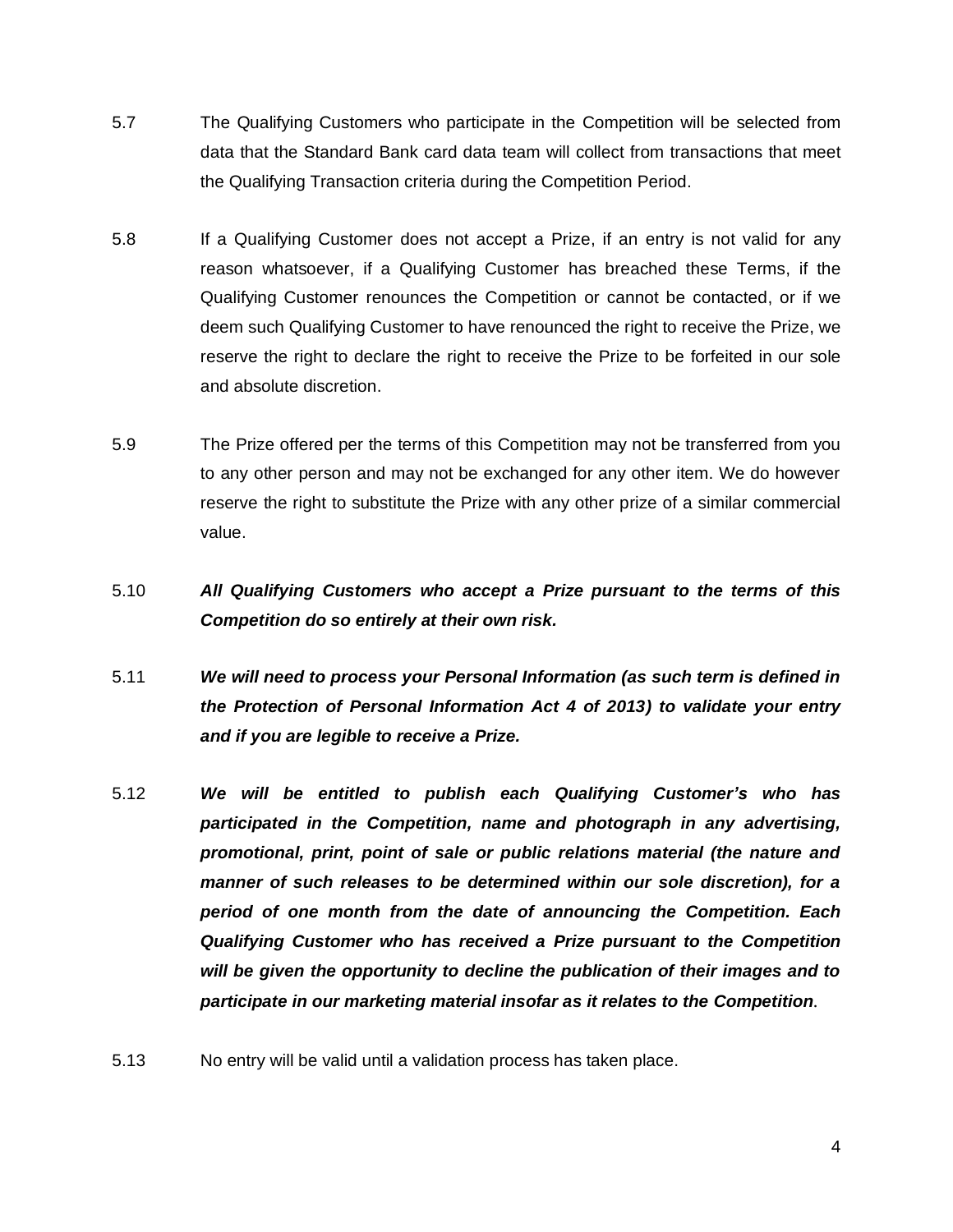5.7 The Qualifying Customers who participate in the Competition will be selected from data that the Standard Bank card data team will collect from transactions that meet the Qualifying Transaction criteria during the Competition Period.

5.8 If a Qualifying Customer does not accept a Prize, if an entry is not valid for any reason whatsoever, if a Qualifying Customer has breached these Terms, if the Qualifying Customer renounces the Competition or cannot be contacted, or if we deem such Qualifying Customer to have renounced the right to receive the Prize, we reserve the right to declare the right to receive the Prize to be forfeited in our sole and absolute discretion.

5.9 The Prize offered per the terms of this Competition may not be transferred from you to any other person and may not be exchanged for any other item. We do however reserve the right to substitute the Prize with any other prize of a similar commercial value.

5.10 ***All Qualifying Customers who accept a Prize pursuant to the terms of this Competition do so entirely at their own risk.***

5.11 ***We will need to process your Personal Information (as such term is defined in the Protection of Personal Information Act 4 of 2013) to validate your entry and if you are legible to receive a Prize.***

5.12 ***We will be entitled to publish each Qualifying Customer's who has participated in the Competition, name and photograph in any advertising, promotional, print, point of sale or public relations material (the nature and manner of such releases to be determined within our sole discretion), for a period of one month from the date of announcing the Competition. Each Qualifying Customer who has received a Prize pursuant to the Competition will be given the opportunity to decline the publication of their images and to participate in our marketing material insofar as it relates to the Competition***.

5.13 No entry will be valid until a validation process has taken place.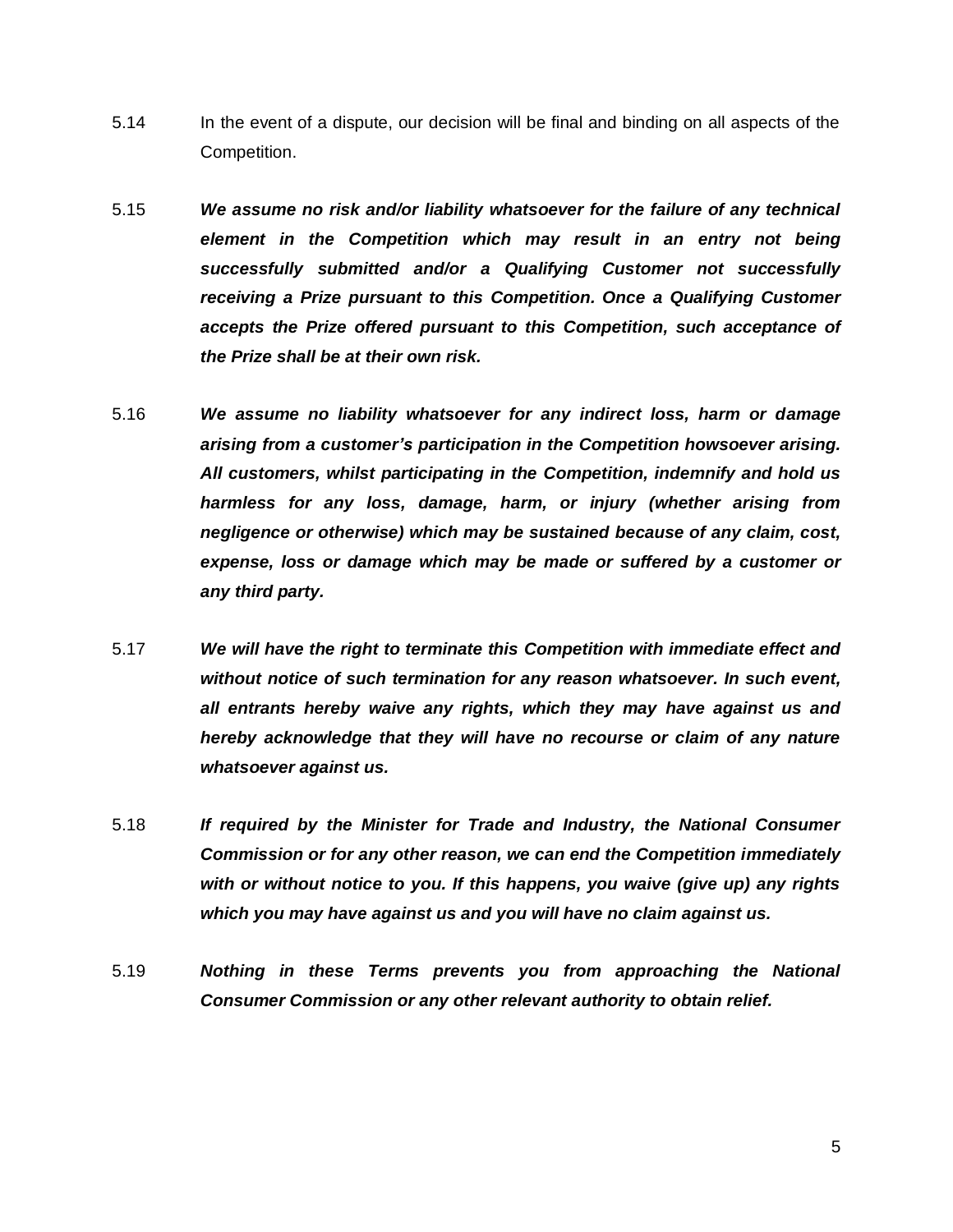5.14 In the event of a dispute, our decision will be final and binding on all aspects of the Competition.

5.15 ***We assume no risk and/or liability whatsoever for the failure of any technical element in the Competition which may result in an entry not being successfully submitted and/or a Qualifying Customer not successfully receiving a Prize pursuant to this Competition. Once a Qualifying Customer accepts the Prize offered pursuant to this Competition, such acceptance of the Prize shall be at their own risk.***

5.16 ***We assume no liability whatsoever for any indirect loss, harm or damage arising from a customer's participation in the Competition howsoever arising. All customers, whilst participating in the Competition, indemnify and hold us harmless for any loss, damage, harm, or injury (whether arising from negligence or otherwise) which may be sustained because of any claim, cost, expense, loss or damage which may be made or suffered by a customer or any third party.***

5.17 ***We will have the right to terminate this Competition with immediate effect and without notice of such termination for any reason whatsoever. In such event, all entrants hereby waive any rights, which they may have against us and hereby acknowledge that they will have no recourse or claim of any nature whatsoever against us.***

5.18 ***If required by the Minister for Trade and Industry, the National Consumer Commission or for any other reason, we can end the Competition immediately with or without notice to you. If this happens, you waive (give up) any rights which you may have against us and you will have no claim against us.***

5.19 ***Nothing in these Terms prevents you from approaching the National Consumer Commission or any other relevant authority to obtain relief.***